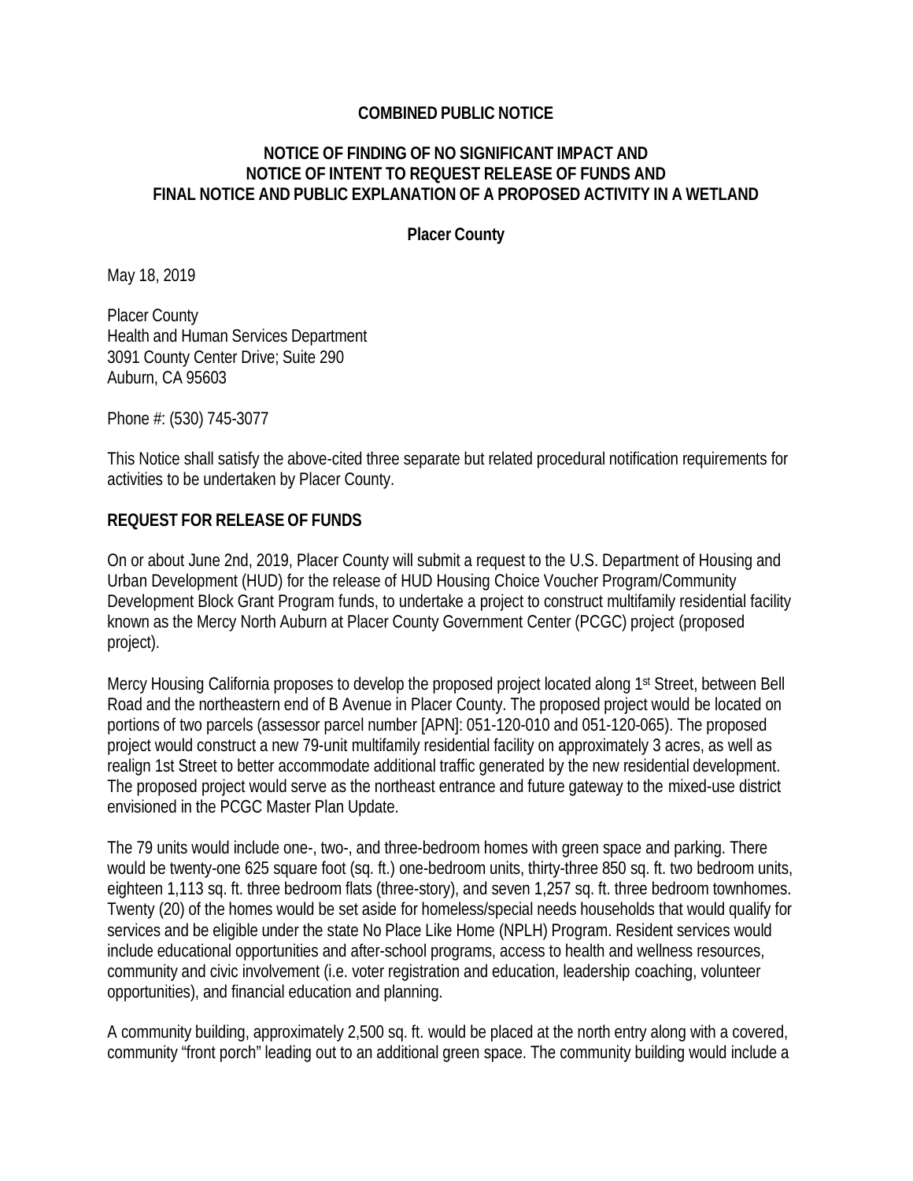**COMBINED PUBLIC NOTICE**

**NOTICE OF FINDING OF NO SIGNIFICANT IMPACT AND NOTICE OF INTENT TO REQUEST RELEASE OF FUNDS AND FINAL NOTICE AND PUBLIC EXPLANATION OF A PROPOSED ACTIVITY IN A WETLAND**

**Placer County**

May 18, 2019

Placer County
Health and Human Services Department
3091 County Center Drive; Suite 290
Auburn, CA 95603

Phone #: (530) 745-3077

This Notice shall satisfy the above-cited three separate but related procedural notification requirements for activities to be undertaken by Placer County.

## REQUEST FOR RELEASE OF FUNDS

On or about June 2nd, 2019, Placer County will submit a request to the U.S. Department of Housing and Urban Development (HUD) for the release of HUD Housing Choice Voucher Program/Community Development Block Grant Program funds, to undertake a project to construct multifamily residential facility known as the Mercy North Auburn at Placer County Government Center (PCGC) project (proposed project).

Mercy Housing California proposes to develop the proposed project located along 1st Street, between Bell Road and the northeastern end of B Avenue in Placer County. The proposed project would be located on portions of two parcels (assessor parcel number [APN]: 051-120-010 and 051-120-065). The proposed project would construct a new 79-unit multifamily residential facility on approximately 3 acres, as well as realign 1st Street to better accommodate additional traffic generated by the new residential development. The proposed project would serve as the northeast entrance and future gateway to the mixed-use district envisioned in the PCGC Master Plan Update.

The 79 units would include one-, two-, and three-bedroom homes with green space and parking. There would be twenty-one 625 square foot (sq. ft.) one-bedroom units, thirty-three 850 sq. ft. two bedroom units, eighteen 1,113 sq. ft. three bedroom flats (three-story), and seven 1,257 sq. ft. three bedroom townhomes. Twenty (20) of the homes would be set aside for homeless/special needs households that would qualify for services and be eligible under the state No Place Like Home (NPLH) Program. Resident services would include educational opportunities and after-school programs, access to health and wellness resources, community and civic involvement (i.e. voter registration and education, leadership coaching, volunteer opportunities), and financial education and planning.

A community building, approximately 2,500 sq. ft. would be placed at the north entry along with a covered, community "front porch" leading out to an additional green space. The community building would include a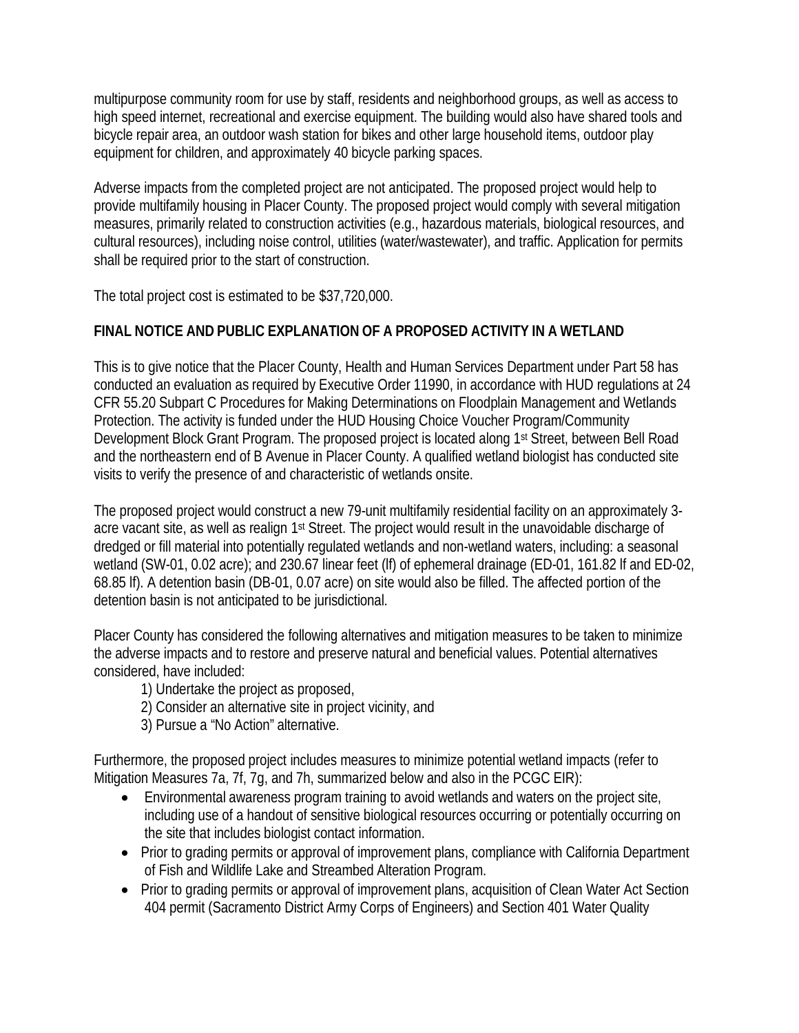multipurpose community room for use by staff, residents and neighborhood groups, as well as access to high speed internet, recreational and exercise equipment. The building would also have shared tools and bicycle repair area, an outdoor wash station for bikes and other large household items, outdoor play equipment for children, and approximately 40 bicycle parking spaces.

Adverse impacts from the completed project are not anticipated. The proposed project would help to provide multifamily housing in Placer County. The proposed project would comply with several mitigation measures, primarily related to construction activities (e.g., hazardous materials, biological resources, and cultural resources), including noise control, utilities (water/wastewater), and traffic. Application for permits shall be required prior to the start of construction.

The total project cost is estimated to be $37,720,000.

**FINAL NOTICE AND PUBLIC EXPLANATION OF A PROPOSED ACTIVITY IN A WETLAND**

This is to give notice that the Placer County, Health and Human Services Department under Part 58 has conducted an evaluation as required by Executive Order 11990, in accordance with HUD regulations at 24 CFR 55.20 Subpart C Procedures for Making Determinations on Floodplain Management and Wetlands Protection. The activity is funded under the HUD Housing Choice Voucher Program/Community Development Block Grant Program. The proposed project is located along 1st Street, between Bell Road and the northeastern end of B Avenue in Placer County. A qualified wetland biologist has conducted site visits to verify the presence of and characteristic of wetlands onsite.

The proposed project would construct a new 79-unit multifamily residential facility on an approximately 3-acre vacant site, as well as realign 1st Street. The project would result in the unavoidable discharge of dredged or fill material into potentially regulated wetlands and non-wetland waters, including: a seasonal wetland (SW-01, 0.02 acre); and 230.67 linear feet (lf) of ephemeral drainage (ED-01, 161.82 lf and ED-02, 68.85 lf). A detention basin (DB-01, 0.07 acre) on site would also be filled. The affected portion of the detention basin is not anticipated to be jurisdictional.

Placer County has considered the following alternatives and mitigation measures to be taken to minimize the adverse impacts and to restore and preserve natural and beneficial values. Potential alternatives considered, have included:

1) Undertake the project as proposed,
2) Consider an alternative site in project vicinity, and
3) Pursue a "No Action" alternative.

Furthermore, the proposed project includes measures to minimize potential wetland impacts (refer to Mitigation Measures 7a, 7f, 7g, and 7h, summarized below and also in the PCGC EIR):

- Environmental awareness program training to avoid wetlands and waters on the project site, including use of a handout of sensitive biological resources occurring or potentially occurring on the site that includes biologist contact information.
- Prior to grading permits or approval of improvement plans, compliance with California Department of Fish and Wildlife Lake and Streambed Alteration Program.
- Prior to grading permits or approval of improvement plans, acquisition of Clean Water Act Section 404 permit (Sacramento District Army Corps of Engineers) and Section 401 Water Quality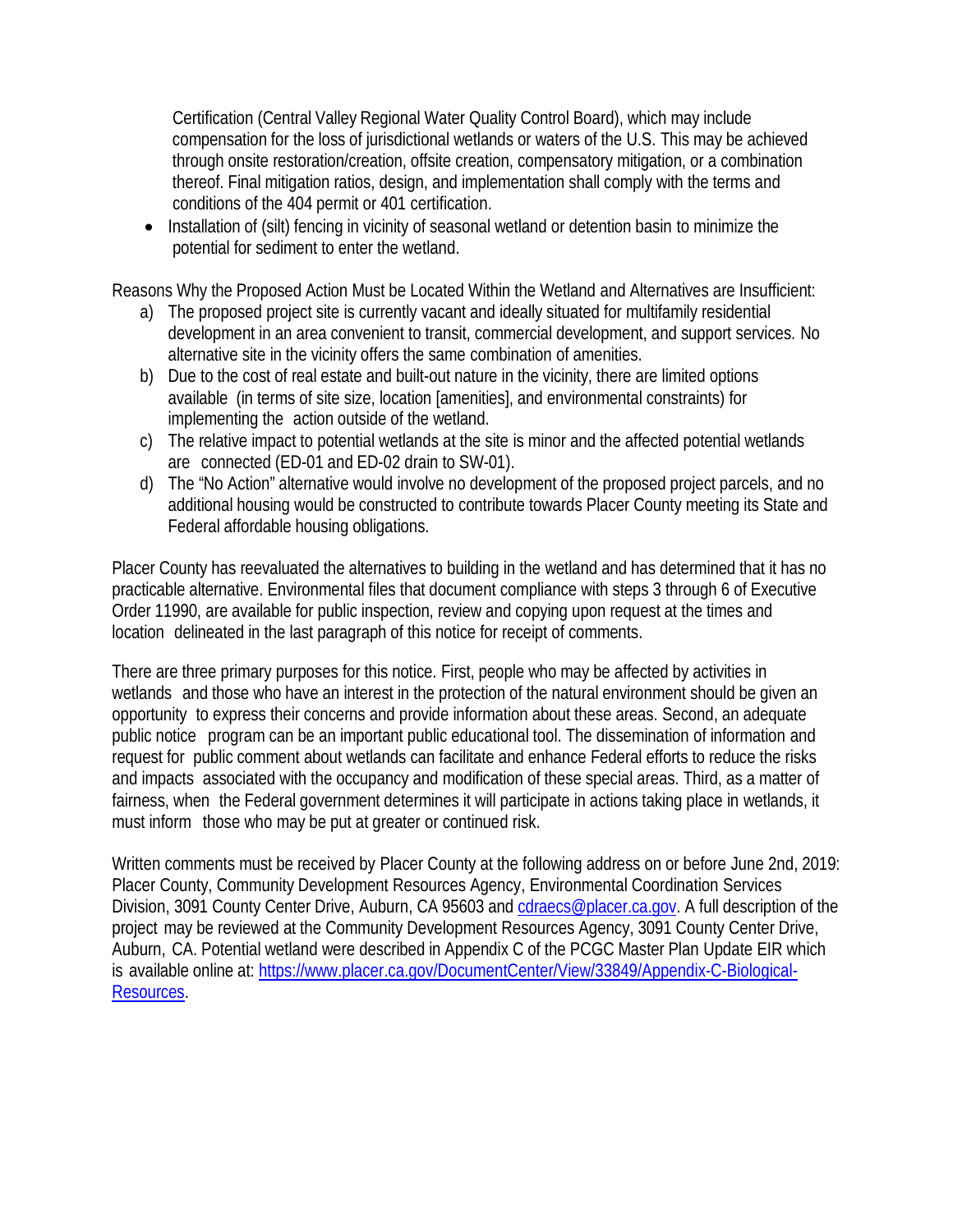Certification (Central Valley Regional Water Quality Control Board), which may include compensation for the loss of jurisdictional wetlands or waters of the U.S. This may be achieved through onsite restoration/creation, offsite creation, compensatory mitigation, or a combination thereof. Final mitigation ratios, design, and implementation shall comply with the terms and conditions of the 404 permit or 401 certification.

- Installation of (silt) fencing in vicinity of seasonal wetland or detention basin to minimize the potential for sediment to enter the wetland.

Reasons Why the Proposed Action Must be Located Within the Wetland and Alternatives are Insufficient:

a) The proposed project site is currently vacant and ideally situated for multifamily residential development in an area convenient to transit, commercial development, and support services. No alternative site in the vicinity offers the same combination of amenities.
b) Due to the cost of real estate and built-out nature in the vicinity, there are limited options available (in terms of site size, location [amenities], and environmental constraints) for implementing the action outside of the wetland.
c) The relative impact to potential wetlands at the site is minor and the affected potential wetlands are connected (ED-01 and ED-02 drain to SW-01).
d) The "No Action" alternative would involve no development of the proposed project parcels, and no additional housing would be constructed to contribute towards Placer County meeting its State and Federal affordable housing obligations.

Placer County has reevaluated the alternatives to building in the wetland and has determined that it has no practicable alternative. Environmental files that document compliance with steps 3 through 6 of Executive Order 11990, are available for public inspection, review and copying upon request at the times and location delineated in the last paragraph of this notice for receipt of comments.

There are three primary purposes for this notice. First, people who may be affected by activities in wetlands and those who have an interest in the protection of the natural environment should be given an opportunity to express their concerns and provide information about these areas. Second, an adequate public notice program can be an important public educational tool. The dissemination of information and request for public comment about wetlands can facilitate and enhance Federal efforts to reduce the risks and impacts associated with the occupancy and modification of these special areas. Third, as a matter of fairness, when the Federal government determines it will participate in actions taking place in wetlands, it must inform those who may be put at greater or continued risk.

Written comments must be received by Placer County at the following address on or before June 2nd, 2019: Placer County, Community Development Resources Agency, Environmental Coordination Services Division, 3091 County Center Drive, Auburn, CA 95603 and [cdraecs@placer.ca.gov](mailto:cdraecs@placer.ca.gov). A full description of the project may be reviewed at the Community Development Resources Agency, 3091 County Center Drive, Auburn, CA. Potential wetland were described in Appendix C of the PCGC Master Plan Update EIR which is available online at: [https://www.placer.ca.gov/DocumentCenter/View/33849/Appendix-C-Biological-Resources](https://www.placer.ca.gov/DocumentCenter/View/33849/Appendix-C-Biological-Resources).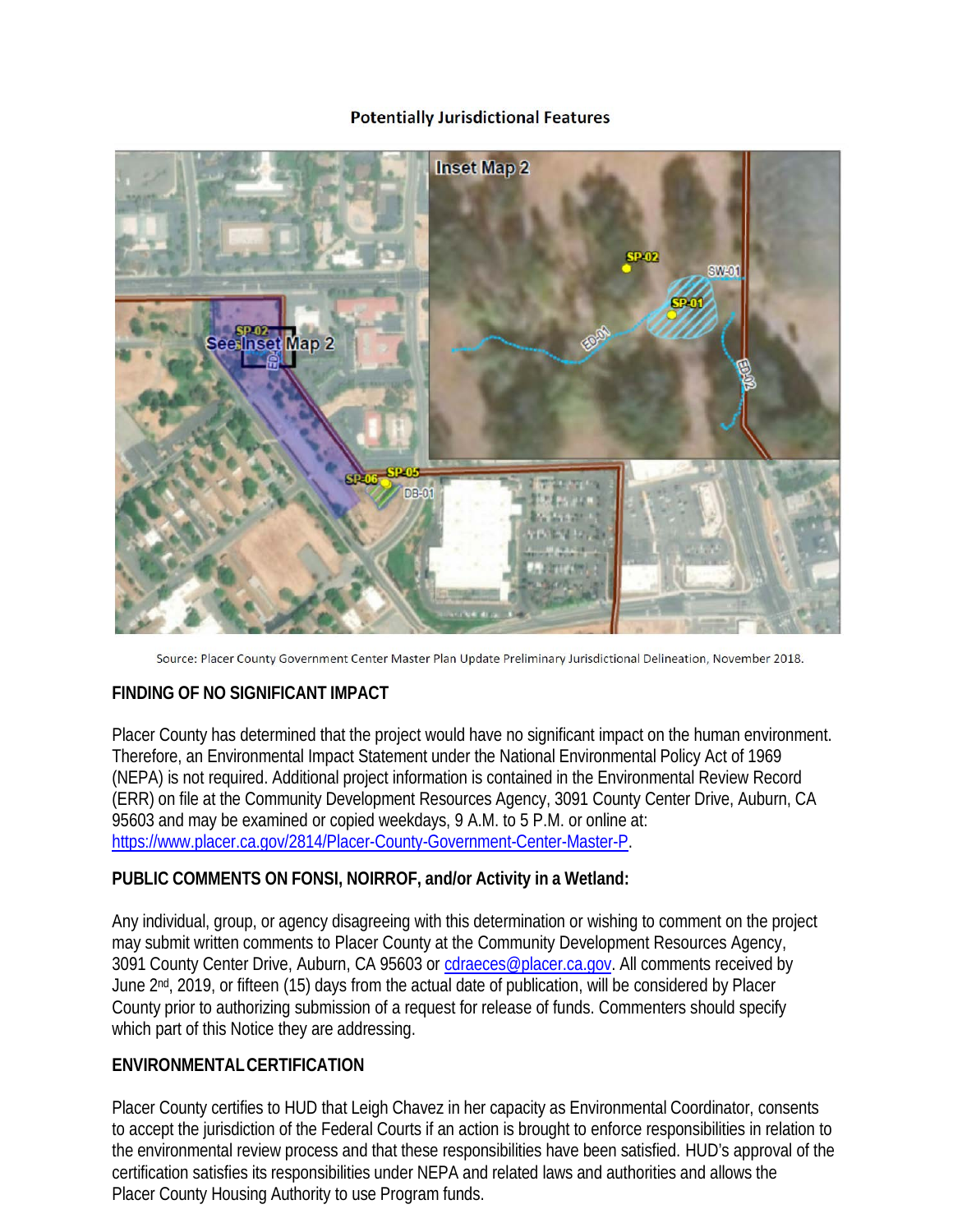**Potentially Jurisdictional Features**

Source: Placer County Government Center Master Plan Update Preliminary Jurisdictional Delineation, November 2018.

## FINDING OF NO SIGNIFICANT IMPACT

Placer County has determined that the project would have no significant impact on the human environment. Therefore, an Environmental Impact Statement under the National Environmental Policy Act of 1969 (NEPA) is not required. Additional project information is contained in the Environmental Review Record (ERR) on file at the Community Development Resources Agency, 3091 County Center Drive, Auburn, CA 95603 and may be examined or copied weekdays, 9 A.M. to 5 P.M. or online at: https://www.placer.ca.gov/2814/Placer-County-Government-Center-Master-P.

## PUBLIC COMMENTS ON FONSI, NOIRROF, and/or Activity in a Wetland:

Any individual, group, or agency disagreeing with this determination or wishing to comment on the project may submit written comments to Placer County at the Community Development Resources Agency, 3091 County Center Drive, Auburn, CA 95603 or cdraeces@placer.ca.gov. All comments received by June 2nd, 2019, or fifteen (15) days from the actual date of publication, will be considered by Placer County prior to authorizing submission of a request for release of funds. Commenters should specify which part of this Notice they are addressing.

## ENVIRONMENTAL CERTIFICATION

Placer County certifies to HUD that Leigh Chavez in her capacity as Environmental Coordinator, consents to accept the jurisdiction of the Federal Courts if an action is brought to enforce responsibilities in relation to the environmental review process and that these responsibilities have been satisfied. HUD's approval of the certification satisfies its responsibilities under NEPA and related laws and authorities and allows the Placer County Housing Authority to use Program funds.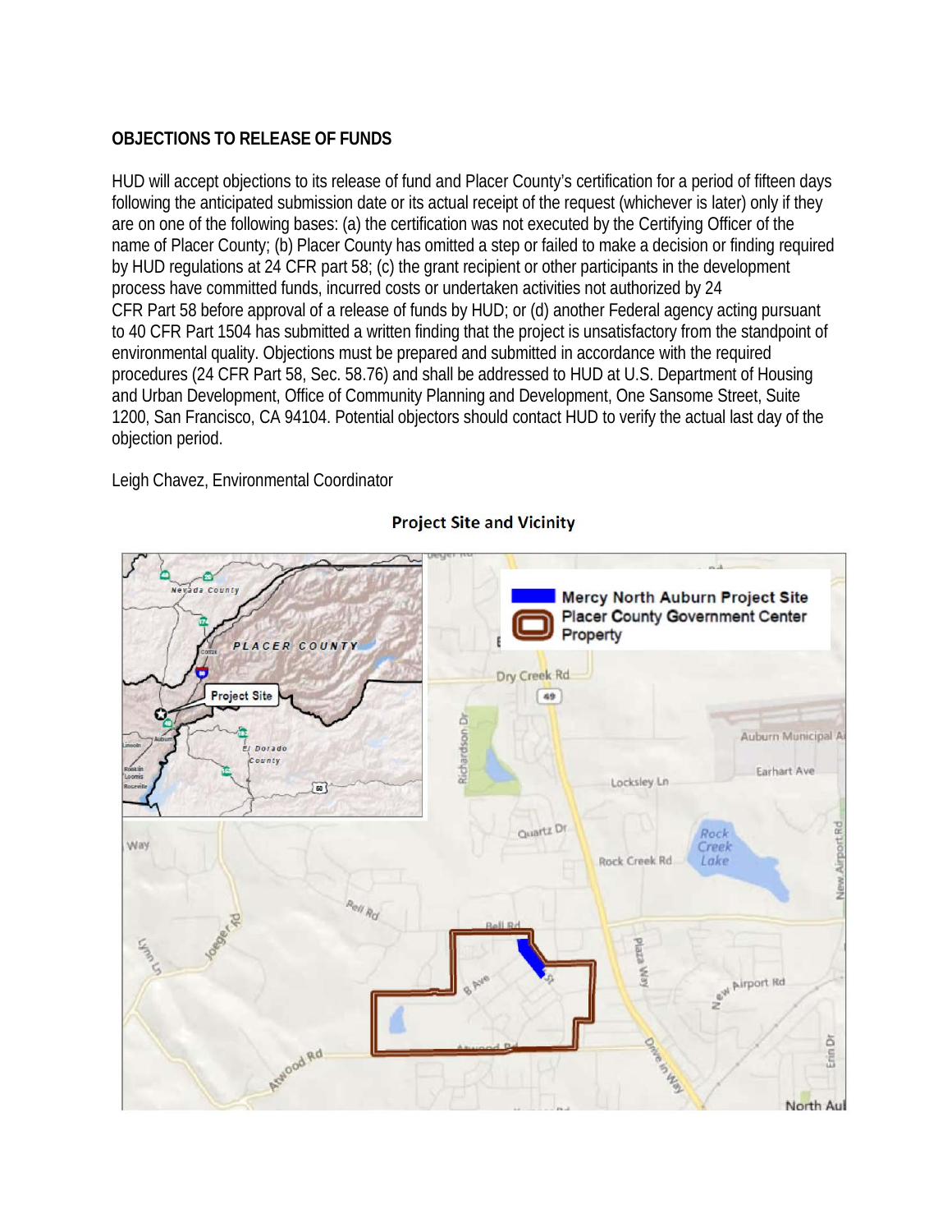**OBJECTIONS TO RELEASE OF FUNDS**

HUD will accept objections to its release of fund and Placer County's certification for a period of fifteen days following the anticipated submission date or its actual receipt of the request (whichever is later) only if they are on one of the following bases: (a) the certification was not executed by the Certifying Officer of the name of Placer County; (b) Placer County has omitted a step or failed to make a decision or finding required by HUD regulations at 24 CFR part 58; (c) the grant recipient or other participants in the development process have committed funds, incurred costs or undertaken activities not authorized by 24 CFR Part 58 before approval of a release of funds by HUD; or (d) another Federal agency acting pursuant to 40 CFR Part 1504 has submitted a written finding that the project is unsatisfactory from the standpoint of environmental quality. Objections must be prepared and submitted in accordance with the required procedures (24 CFR Part 58, Sec. 58.76) and shall be addressed to HUD at U.S. Department of Housing and Urban Development, Office of Community Planning and Development, One Sansome Street, Suite 1200, San Francisco, CA 94104. Potential objectors should contact HUD to verify the actual last day of the objection period.

Leigh Chavez, Environmental Coordinator

**Project Site and Vicinity**

Mercy North Auburn Project Site

Placer County Government Center Property

Project Site

PLACER COUNTY

Nevada County

El Dorado County

Dry Creek Rd

Richardson Dr

Auburn Municipal A

Earhart Ave

Locksley Ln

Quartz Dr

Rock Creek Rd

Rock Creek Lake

New Airport Rd

Bell Rd

B Ave

Plaza Way

New Airport Rd

Atwood Rd

Joeger Rd

Lynn Ln

Dive in Way

Erin Dr

North Aul